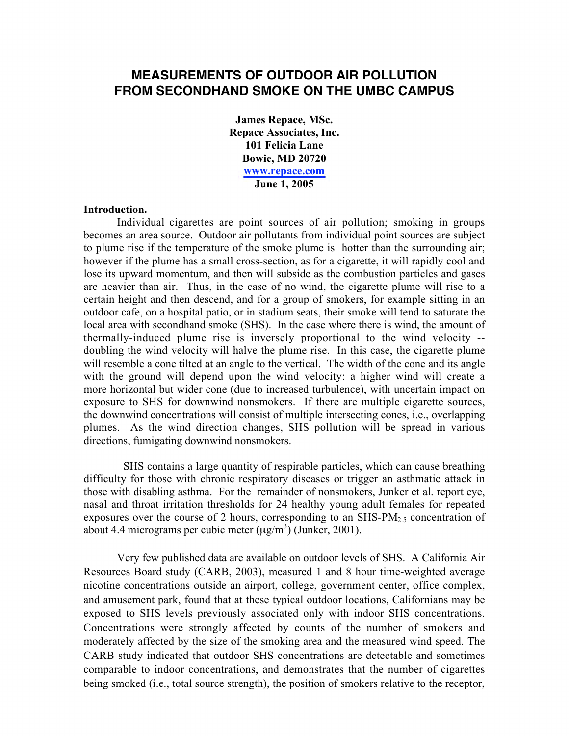# MEASUREMENTS OF OUTDOOR AIR POLLUTION FROM SECONDHAND SMOKE ON THE UMBC CAMPUS

**James Repace, MSc.**
**Repace Associates, Inc.**
**101 Felicia Lane**
**Bowie, MD 20720**
**www.repace.com**
**June 1, 2005**

**Introduction.**

Individual cigarettes are point sources of air pollution; smoking in groups becomes an area source. Outdoor air pollutants from individual point sources are subject to plume rise if the temperature of the smoke plume is hotter than the surrounding air; however if the plume has a small cross-section, as for a cigarette, it will rapidly cool and lose its upward momentum, and then will subside as the combustion particles and gases are heavier than air. Thus, in the case of no wind, the cigarette plume will rise to a certain height and then descend, and for a group of smokers, for example sitting in an outdoor cafe, on a hospital patio, or in stadium seats, their smoke will tend to saturate the local area with secondhand smoke (SHS). In the case where there is wind, the amount of thermally-induced plume rise is inversely proportional to the wind velocity -- doubling the wind velocity will halve the plume rise. In this case, the cigarette plume will resemble a cone tilted at an angle to the vertical. The width of the cone and its angle with the ground will depend upon the wind velocity: a higher wind will create a more horizontal but wider cone (due to increased turbulence), with uncertain impact on exposure to SHS for downwind nonsmokers. If there are multiple cigarette sources, the downwind concentrations will consist of multiple intersecting cones, i.e., overlapping plumes. As the wind direction changes, SHS pollution will be spread in various directions, fumigating downwind nonsmokers.

SHS contains a large quantity of respirable particles, which can cause breathing difficulty for those with chronic respiratory diseases or trigger an asthmatic attack in those with disabling asthma. For the remainder of nonsmokers, Junker et al. report eye, nasal and throat irritation thresholds for 24 healthy young adult females for repeated exposures over the course of 2 hours, corresponding to an SHS-$PM_{2.5}$ concentration of about 4.4 micrograms per cubic meter ($\mu g/m^3$) (Junker, 2001).

Very few published data are available on outdoor levels of SHS. A California Air Resources Board study (CARB, 2003), measured 1 and 8 hour time-weighted average nicotine concentrations outside an airport, college, government center, office complex, and amusement park, found that at these typical outdoor locations, Californians may be exposed to SHS levels previously associated only with indoor SHS concentrations. Concentrations were strongly affected by counts of the number of smokers and moderately affected by the size of the smoking area and the measured wind speed. The CARB study indicated that outdoor SHS concentrations are detectable and sometimes comparable to indoor concentrations, and demonstrates that the number of cigarettes being smoked (i.e., total source strength), the position of smokers relative to the receptor,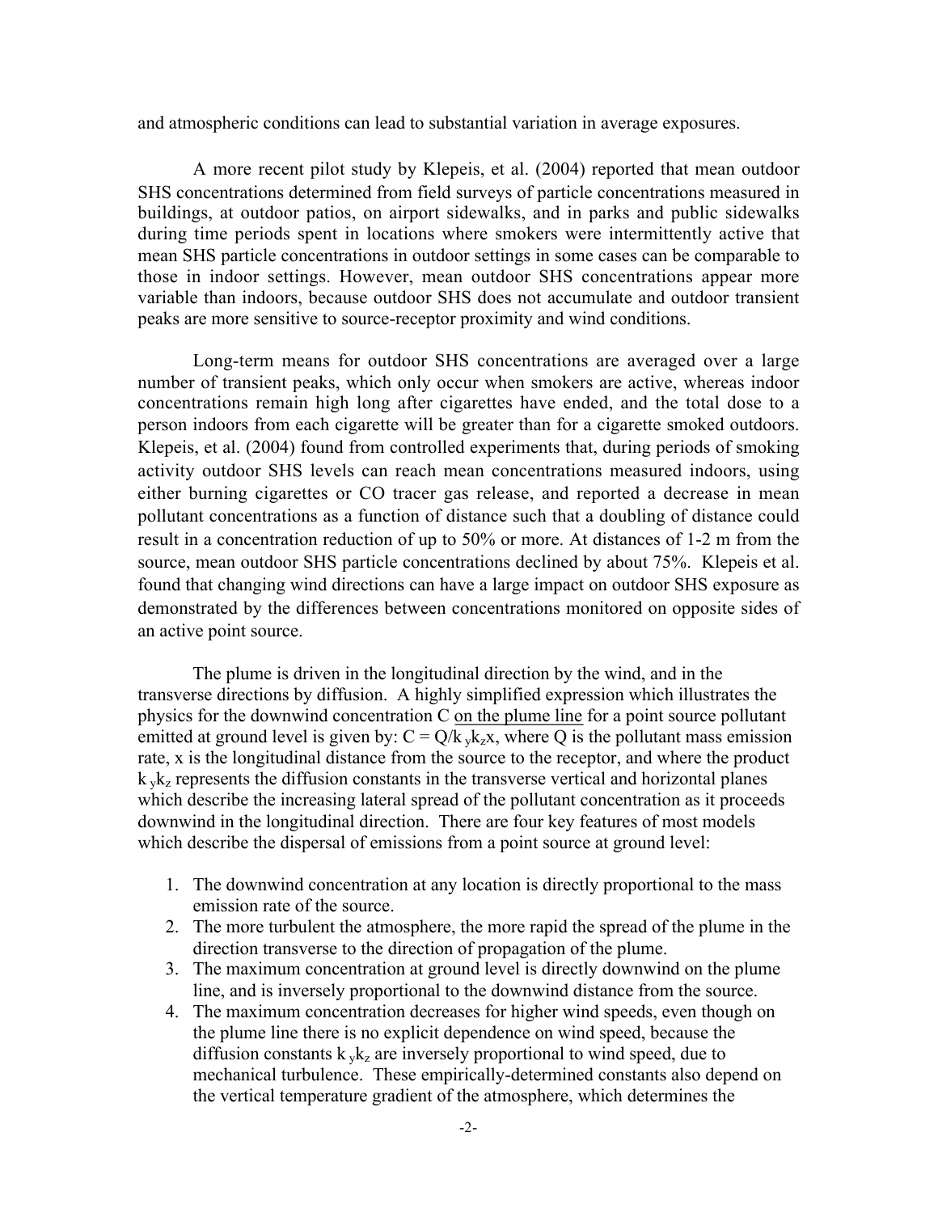and atmospheric conditions can lead to substantial variation in average exposures.

A more recent pilot study by Klepeis, et al. (2004) reported that mean outdoor SHS concentrations determined from field surveys of particle concentrations measured in buildings, at outdoor patios, on airport sidewalks, and in parks and public sidewalks during time periods spent in locations where smokers were intermittently active that mean SHS particle concentrations in outdoor settings in some cases can be comparable to those in indoor settings. However, mean outdoor SHS concentrations appear more variable than indoors, because outdoor SHS does not accumulate and outdoor transient peaks are more sensitive to source-receptor proximity and wind conditions.

Long-term means for outdoor SHS concentrations are averaged over a large number of transient peaks, which only occur when smokers are active, whereas indoor concentrations remain high long after cigarettes have ended, and the total dose to a person indoors from each cigarette will be greater than for a cigarette smoked outdoors. Klepeis, et al. (2004) found from controlled experiments that, during periods of smoking activity outdoor SHS levels can reach mean concentrations measured indoors, using either burning cigarettes or CO tracer gas release, and reported a decrease in mean pollutant concentrations as a function of distance such that a doubling of distance could result in a concentration reduction of up to 50% or more. At distances of 1-2 m from the source, mean outdoor SHS particle concentrations declined by about 75%. Klepeis et al. found that changing wind directions can have a large impact on outdoor SHS exposure as demonstrated by the differences between concentrations monitored on opposite sides of an active point source.

The plume is driven in the longitudinal direction by the wind, and in the transverse directions by diffusion. A highly simplified expression which illustrates the physics for the downwind concentration C <u>on the plume line</u> for a point source pollutant emitted at ground level is given by: $C = Q/k_y k_z x$, where Q is the pollutant mass emission rate, x is the longitudinal distance from the source to the receptor, and where the product $k_y k_z$ represents the diffusion constants in the transverse vertical and horizontal planes which describe the increasing lateral spread of the pollutant concentration as it proceeds downwind in the longitudinal direction. There are four key features of most models which describe the dispersal of emissions from a point source at ground level:

1. The downwind concentration at any location is directly proportional to the mass emission rate of the source.
2. The more turbulent the atmosphere, the more rapid the spread of the plume in the direction transverse to the direction of propagation of the plume.
3. The maximum concentration at ground level is directly downwind on the plume line, and is inversely proportional to the downwind distance from the source.
4. The maximum concentration decreases for higher wind speeds, even though on the plume line there is no explicit dependence on wind speed, because the diffusion constants $k_y k_z$ are inversely proportional to wind speed, due to mechanical turbulence. These empirically-determined constants also depend on the vertical temperature gradient of the atmosphere, which determines the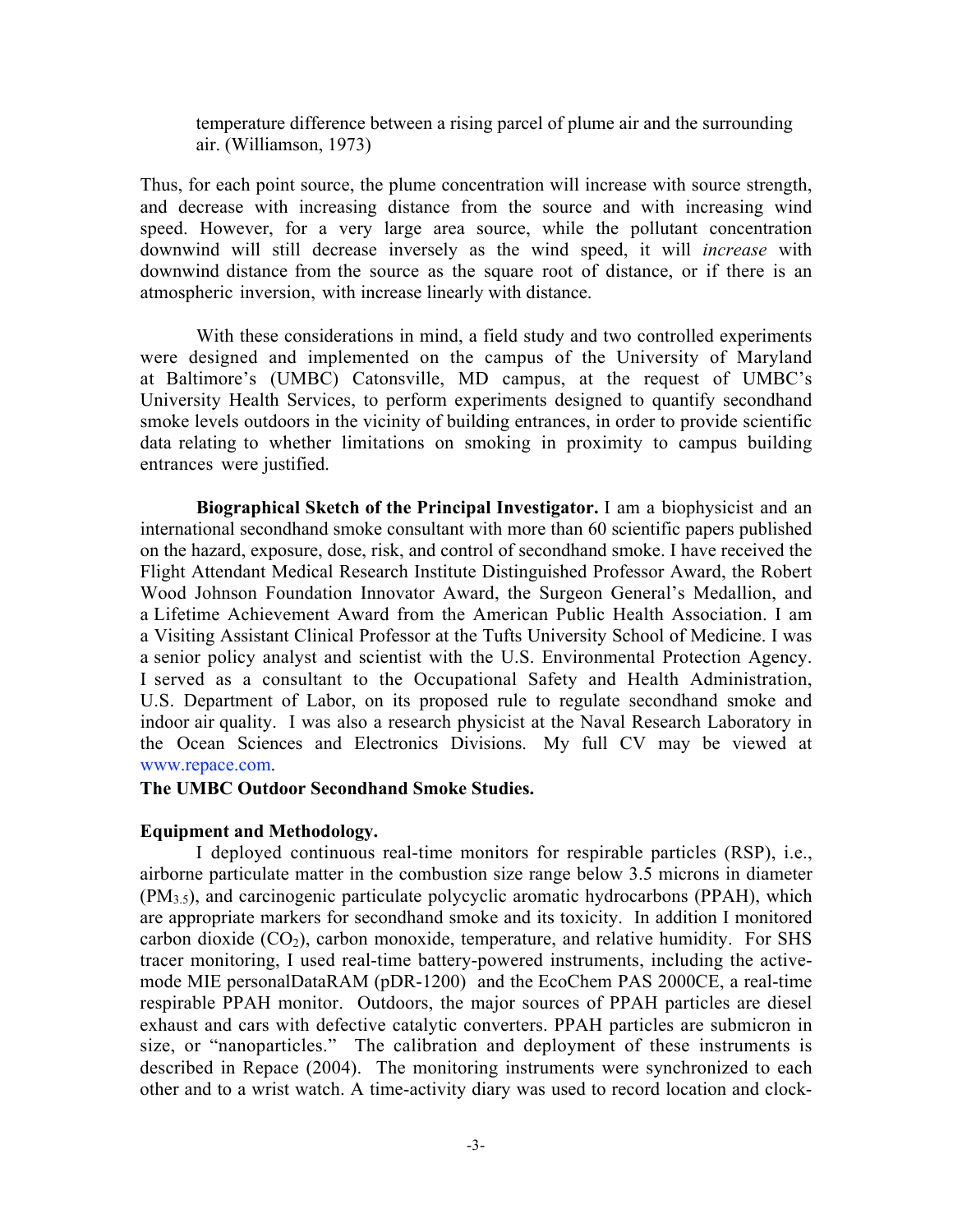temperature difference between a rising parcel of plume air and the surrounding air. (Williamson, 1973)

Thus, for each point source, the plume concentration will increase with source strength, and decrease with increasing distance from the source and with increasing wind speed. However, for a very large area source, while the pollutant concentration downwind will still decrease inversely as the wind speed, it will *increase* with downwind distance from the source as the square root of distance, or if there is an atmospheric inversion, with increase linearly with distance.

With these considerations in mind, a field study and two controlled experiments were designed and implemented on the campus of the University of Maryland at Baltimore's (UMBC) Catonsville, MD campus, at the request of UMBC's University Health Services, to perform experiments designed to quantify secondhand smoke levels outdoors in the vicinity of building entrances, in order to provide scientific data relating to whether limitations on smoking in proximity to campus building entrances were justified.

**Biographical Sketch of the Principal Investigator.** I am a biophysicist and an international secondhand smoke consultant with more than 60 scientific papers published on the hazard, exposure, dose, risk, and control of secondhand smoke. I have received the Flight Attendant Medical Research Institute Distinguished Professor Award, the Robert Wood Johnson Foundation Innovator Award, the Surgeon General's Medallion, and a Lifetime Achievement Award from the American Public Health Association. I am a Visiting Assistant Clinical Professor at the Tufts University School of Medicine. I was a senior policy analyst and scientist with the U.S. Environmental Protection Agency. I served as a consultant to the Occupational Safety and Health Administration, U.S. Department of Labor, on its proposed rule to regulate secondhand smoke and indoor air quality. I was also a research physicist at the Naval Research Laboratory in the Ocean Sciences and Electronics Divisions. My full CV may be viewed at www.repace.com.

**The UMBC Outdoor Secondhand Smoke Studies.**

**Equipment and Methodology.**

I deployed continuous real-time monitors for respirable particles (RSP), i.e., airborne particulate matter in the combustion size range below 3.5 microns in diameter ($PM_{3.5}$), and carcinogenic particulate polycyclic aromatic hydrocarbons (PPAH), which are appropriate markers for secondhand smoke and its toxicity. In addition I monitored carbon dioxide ($CO_2$), carbon monoxide, temperature, and relative humidity. For SHS tracer monitoring, I used real-time battery-powered instruments, including the active-mode MIE personalDataRAM (pDR-1200) and the EcoChem PAS 2000CE, a real-time respirable PPAH monitor. Outdoors, the major sources of PPAH particles are diesel exhaust and cars with defective catalytic converters. PPAH particles are submicron in size, or "nanoparticles." The calibration and deployment of these instruments is described in Repace (2004). The monitoring instruments were synchronized to each other and to a wrist watch. A time-activity diary was used to record location and clock-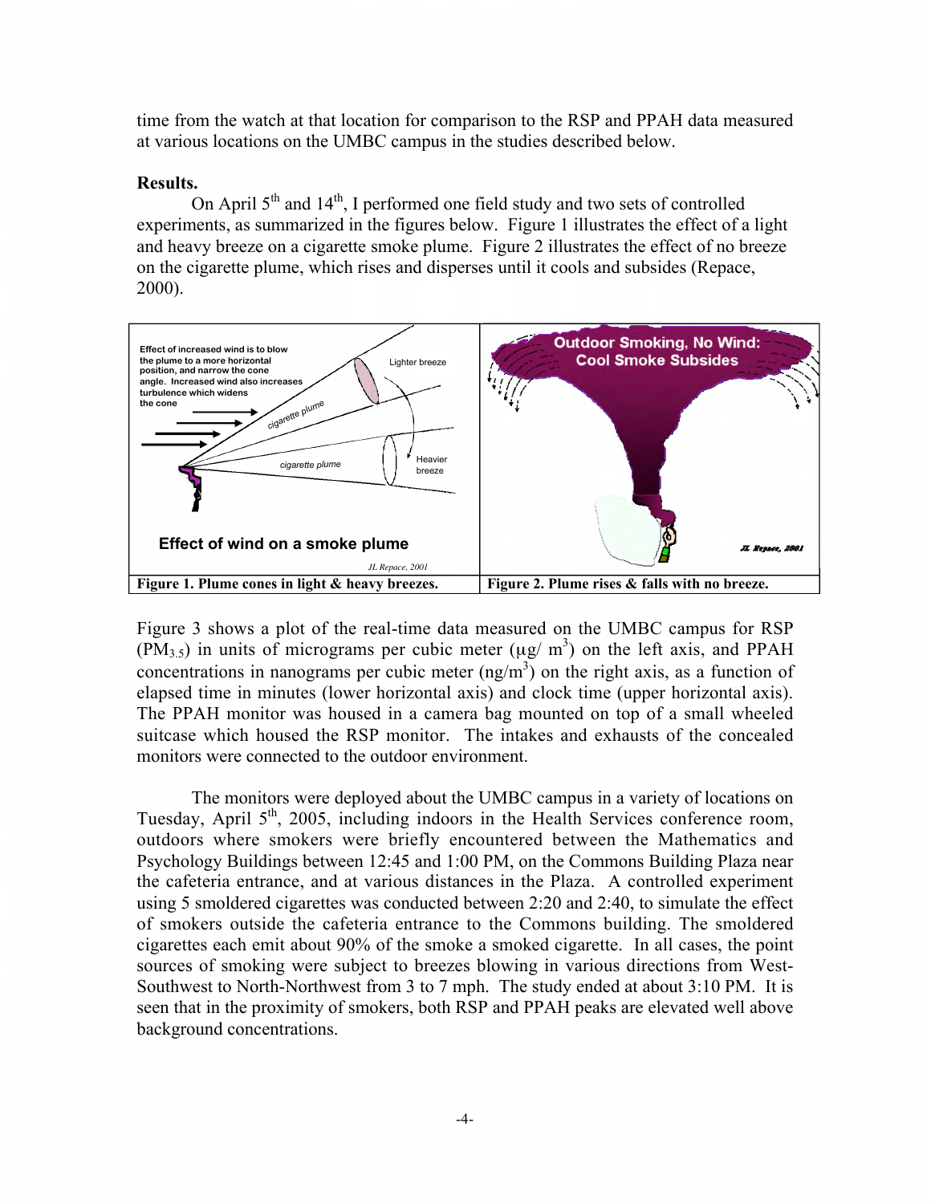time from the watch at that location for comparison to the RSP and PPAH data measured at various locations on the UMBC campus in the studies described below.

**Results.**

On April 5th and 14th, I performed one field study and two sets of controlled experiments, as summarized in the figures below. Figure 1 illustrates the effect of a light and heavy breeze on a cigarette smoke plume. Figure 2 illustrates the effect of no breeze on the cigarette plume, which rises and disperses until it cools and subsides (Repace, 2000).

| **Figure 1. Plume cones in light & heavy breezes.** | **Figure 2. Plume rises & falls with no breeze.** |
| --- | --- |

Figure 3 shows a plot of the real-time data measured on the UMBC campus for RSP ($PM_{3.5}$) in units of micrograms per cubic meter ($\mu g/m^3$) on the left axis, and PPAH concentrations in nanograms per cubic meter ($ng/m^3$) on the right axis, as a function of elapsed time in minutes (lower horizontal axis) and clock time (upper horizontal axis). The PPAH monitor was housed in a camera bag mounted on top of a small wheeled suitcase which housed the RSP monitor. The intakes and exhausts of the concealed monitors were connected to the outdoor environment.

The monitors were deployed about the UMBC campus in a variety of locations on Tuesday, April 5th, 2005, including indoors in the Health Services conference room, outdoors where smokers were briefly encountered between the Mathematics and Psychology Buildings between 12:45 and 1:00 PM, on the Commons Building Plaza near the cafeteria entrance, and at various distances in the Plaza. A controlled experiment using 5 smoldered cigarettes was conducted between 2:20 and 2:40, to simulate the effect of smokers outside the cafeteria entrance to the Commons building. The smoldered cigarettes each emit about 90% of the smoke a smoked cigarette. In all cases, the point sources of smoking were subject to breezes blowing in various directions from West-Southwest to North-Northwest from 3 to 7 mph. The study ended at about 3:10 PM. It is seen that in the proximity of smokers, both RSP and PPAH peaks are elevated well above background concentrations.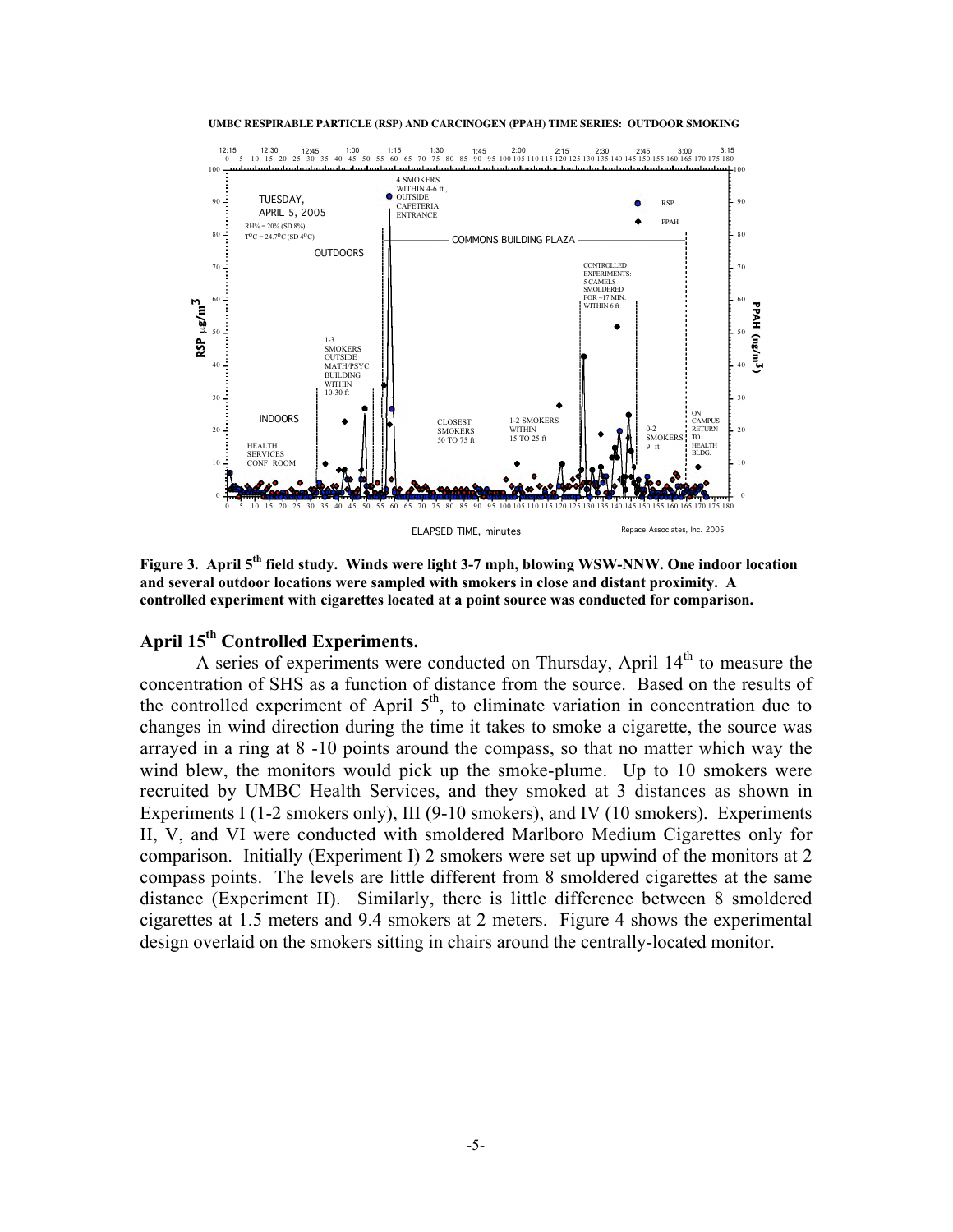**UMBC RESPIRABLE PARTICLE (RSP) AND CARCINOGEN (PPAH) TIME SERIES: OUTDOOR SMOKING**

**Figure 3. April 5[th] field study. Winds were light 3-7 mph, blowing WSW-NNW. One indoor location and several outdoor locations were sampled with smokers in close and distant proximity. A controlled experiment with cigarettes located at a point source was conducted for comparison.**

## April 15[th] Controlled Experiments.

A series of experiments were conducted on Thursday, April 14[th] to measure the concentration of SHS as a function of distance from the source. Based on the results of the controlled experiment of April 5[th], to eliminate variation in concentration due to changes in wind direction during the time it takes to smoke a cigarette, the source was arrayed in a ring at 8 -10 points around the compass, so that no matter which way the wind blew, the monitors would pick up the smoke-plume. Up to 10 smokers were recruited by UMBC Health Services, and they smoked at 3 distances as shown in Experiments I (1-2 smokers only), III (9-10 smokers), and IV (10 smokers). Experiments II, V, and VI were conducted with smoldered Marlboro Medium Cigarettes only for comparison. Initially (Experiment I) 2 smokers were set up upwind of the monitors at 2 compass points. The levels are little different from 8 smoldered cigarettes at the same distance (Experiment II). Similarly, there is little difference between 8 smoldered cigarettes at 1.5 meters and 9.4 smokers at 2 meters. Figure 4 shows the experimental design overlaid on the smokers sitting in chairs around the centrally-located monitor.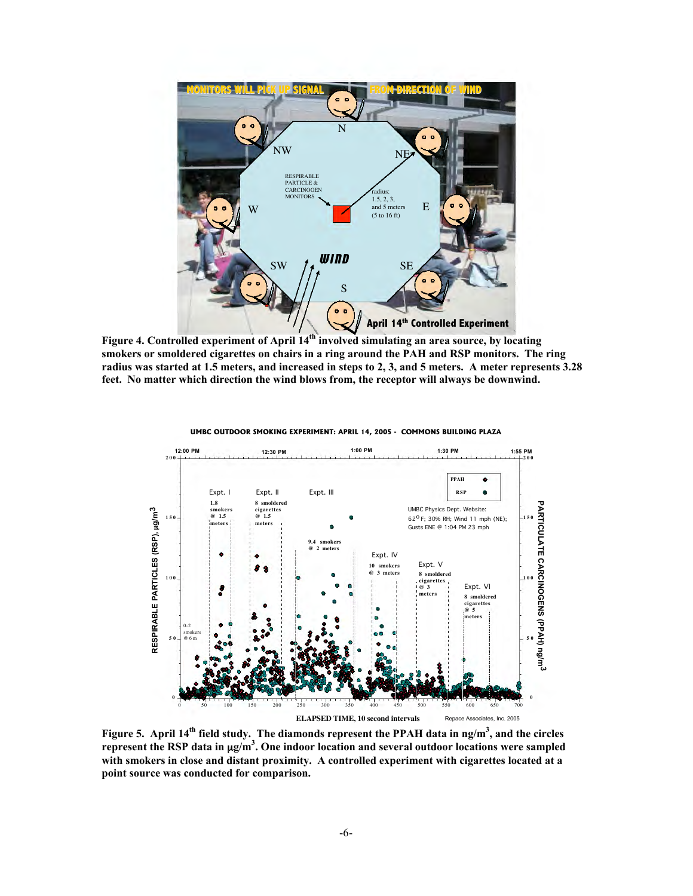**Figure 4. Controlled experiment of April 14th involved simulating an area source, by locating smokers or smoldered cigarettes on chairs in a ring around the PAH and RSP monitors. The ring radius was started at 1.5 meters, and increased in steps to 2, 3, and 5 meters. A meter represents 3.28 feet. No matter which direction the wind blows from, the receptor will always be downwind.**

**Figure 5. April 14th field study. The diamonds represent the PPAH data in ng/m$^3$, and the circles represent the RSP data in $\mu$g/m$^3$. One indoor location and several outdoor locations were sampled with smokers in close and distant proximity. A controlled experiment with cigarettes located at a point source was conducted for comparison.**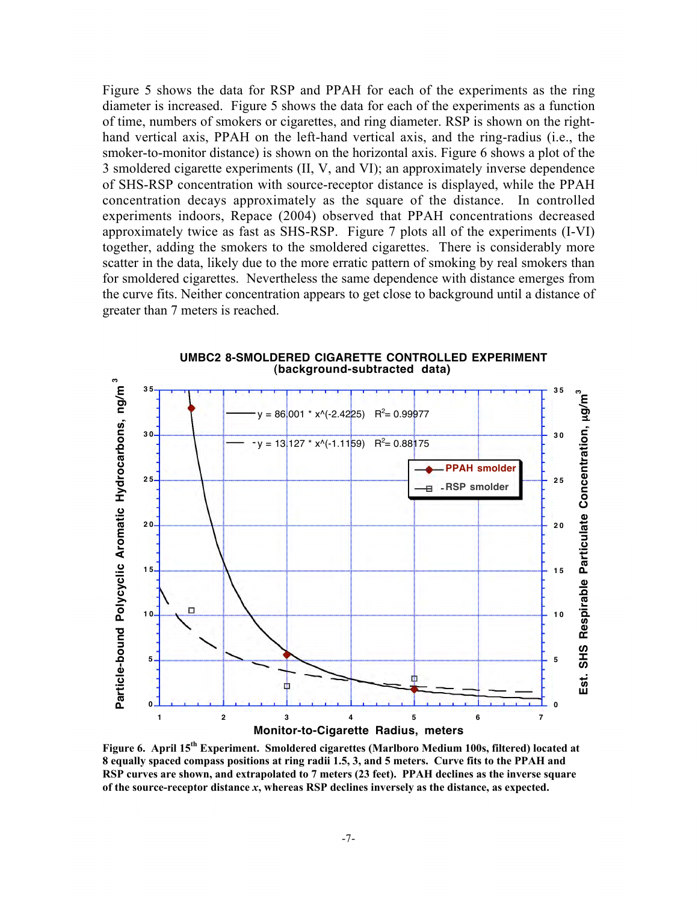Figure 5 shows the data for RSP and PPAH for each of the experiments as the ring diameter is increased. Figure 5 shows the data for each of the experiments as a function of time, numbers of smokers or cigarettes, and ring diameter. RSP is shown on the right-hand vertical axis, PPAH on the left-hand vertical axis, and the ring-radius (i.e., the smoker-to-monitor distance) is shown on the horizontal axis. Figure 6 shows a plot of the 3 smoldered cigarette experiments (II, V, and VI); an approximately inverse dependence of SHS-RSP concentration with source-receptor distance is displayed, while the PPAH concentration decays approximately as the square of the distance. In controlled experiments indoors, Repace (2004) observed that PPAH concentrations decreased approximately twice as fast as SHS-RSP. Figure 7 plots all of the experiments (I-VI) together, adding the smokers to the smoldered cigarettes. There is considerably more scatter in the data, likely due to the more erratic pattern of smoking by real smokers than for smoldered cigarettes. Nevertheless the same dependence with distance emerges from the curve fits. Neither concentration appears to get close to background until a distance of greater than 7 meters is reached.

**UMBC2 8-SMOLDERED CIGARETTE CONTROLLED EXPERIMENT (background-subtracted data)**

y = 86.001 * x^(-2.4225) $R^2$= 0.99977

y = 13.127 * x^(-1.1159) $R^2$= 0.88175

PPAH smolder; RSP smolder

Particle-bound Polycyclic Aromatic Hydrocarbons, ng/m³ — Est. SHS Respirable Particulate Concentration, μg/m³ — Monitor-to-Cigarette Radius, meters

**Figure 6. April 15th Experiment. Smoldered cigarettes (Marlboro Medium 100s, filtered) located at 8 equally spaced compass positions at ring radii 1.5, 3, and 5 meters. Curve fits to the PPAH and RSP curves are shown, and extrapolated to 7 meters (23 feet). PPAH declines as the inverse square of the source-receptor distance *x*, whereas RSP declines inversely as the distance, as expected.**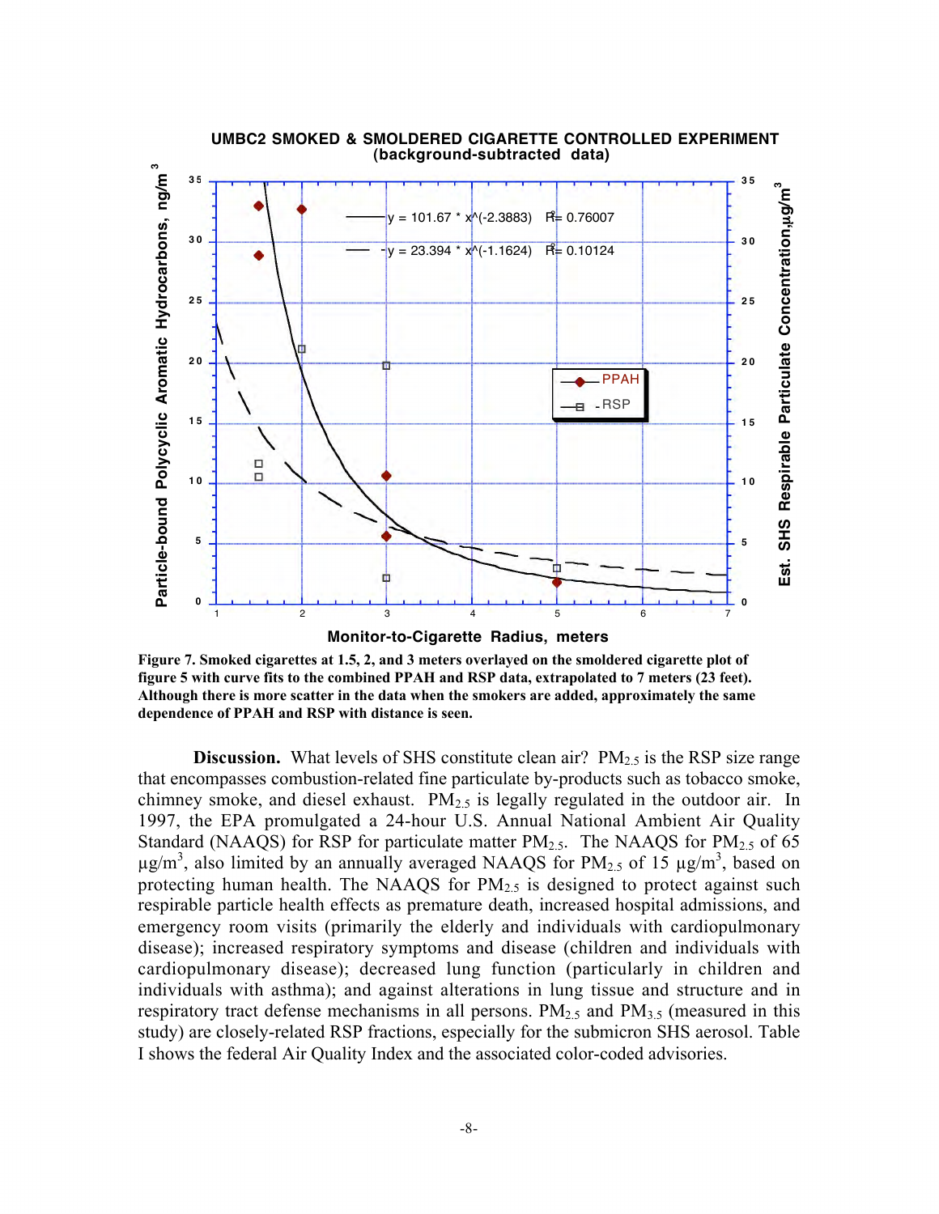**UMBC2 SMOKED & SMOLDERED CIGARETTE CONTROLLED EXPERIMENT (background-subtracted data)**

**Figure 7. Smoked cigarettes at 1.5, 2, and 3 meters overlayed on the smoldered cigarette plot of figure 5 with curve fits to the combined PPAH and RSP data, extrapolated to 7 meters (23 feet). Although there is more scatter in the data when the smokers are added, approximately the same dependence of PPAH and RSP with distance is seen.**

**Discussion.** What levels of SHS constitute clean air? $PM_{2.5}$ is the RSP size range that encompasses combustion-related fine particulate by-products such as tobacco smoke, chimney smoke, and diesel exhaust. $PM_{2.5}$ is legally regulated in the outdoor air. In 1997, the EPA promulgated a 24-hour U.S. Annual National Ambient Air Quality Standard (NAAQS) for RSP for particulate matter $PM_{2.5}$. The NAAQS for $PM_{2.5}$ of 65 $\mu g/m^3$, also limited by an annually averaged NAAQS for $PM_{2.5}$ of 15 $\mu g/m^3$, based on protecting human health. The NAAQS for $PM_{2.5}$ is designed to protect against such respirable particle health effects as premature death, increased hospital admissions, and emergency room visits (primarily the elderly and individuals with cardiopulmonary disease); increased respiratory symptoms and disease (children and individuals with cardiopulmonary disease); decreased lung function (particularly in children and individuals with asthma); and against alterations in lung tissue and structure and in respiratory tract defense mechanisms in all persons. $PM_{2.5}$ and $PM_{3.5}$ (measured in this study) are closely-related RSP fractions, especially for the submicron SHS aerosol. Table I shows the federal Air Quality Index and the associated color-coded advisories.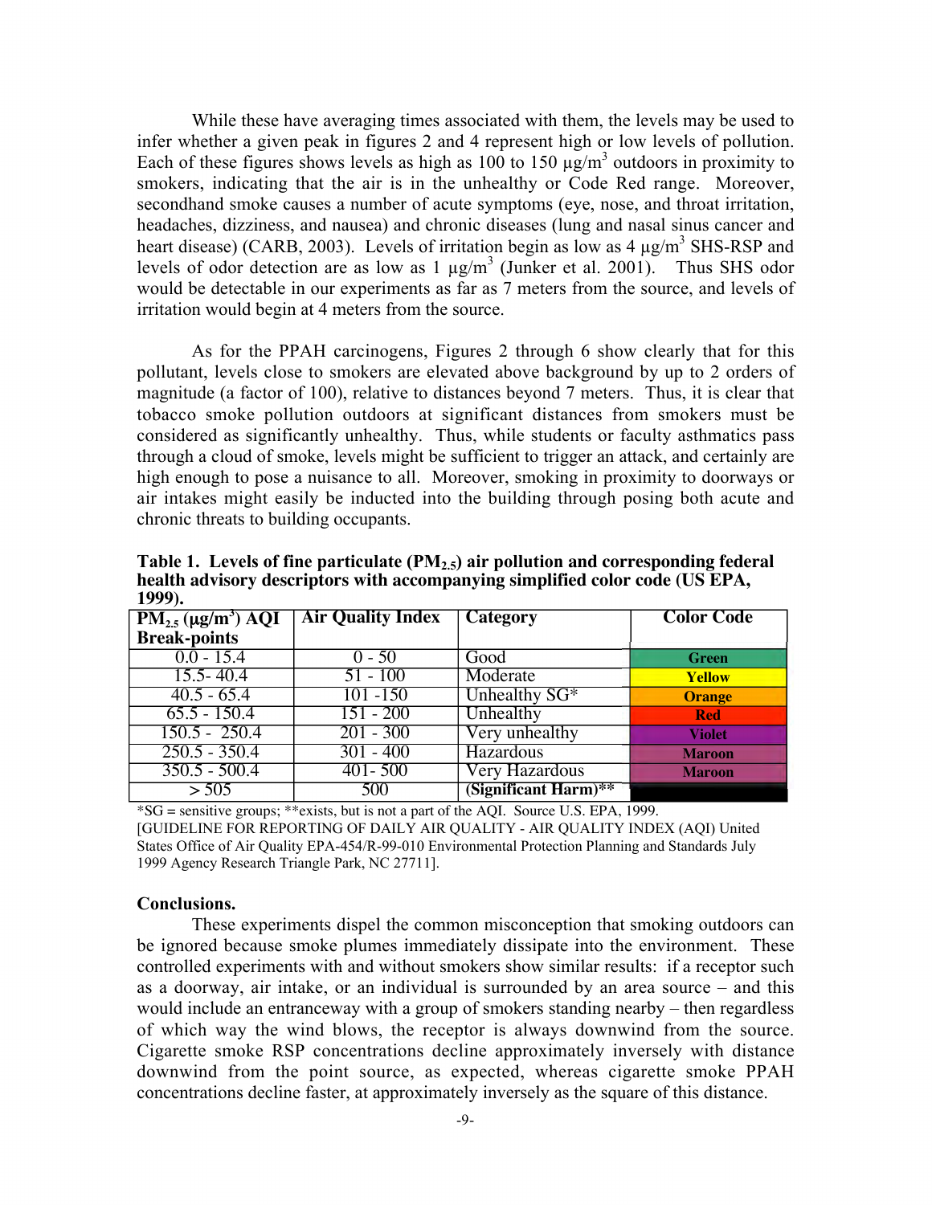While these have averaging times associated with them, the levels may be used to infer whether a given peak in figures 2 and 4 represent high or low levels of pollution. Each of these figures shows levels as high as 100 to 150 $\mu g/m^3$ outdoors in proximity to smokers, indicating that the air is in the unhealthy or Code Red range. Moreover, secondhand smoke causes a number of acute symptoms (eye, nose, and throat irritation, headaches, dizziness, and nausea) and chronic diseases (lung and nasal sinus cancer and heart disease) (CARB, 2003). Levels of irritation begin as low as 4 $\mu g/m^3$ SHS-RSP and levels of odor detection are as low as 1 $\mu g/m^3$ (Junker et al. 2001). Thus SHS odor would be detectable in our experiments as far as 7 meters from the source, and levels of irritation would begin at 4 meters from the source.

As for the PPAH carcinogens, Figures 2 through 6 show clearly that for this pollutant, levels close to smokers are elevated above background by up to 2 orders of magnitude (a factor of 100), relative to distances beyond 7 meters. Thus, it is clear that tobacco smoke pollution outdoors at significant distances from smokers must be considered as significantly unhealthy. Thus, while students or faculty asthmatics pass through a cloud of smoke, levels might be sufficient to trigger an attack, and certainly are high enough to pose a nuisance to all. Moreover, smoking in proximity to doorways or air intakes might easily be inducted into the building through posing both acute and chronic threats to building occupants.

**Table 1. Levels of fine particulate ($PM_{2.5}$) air pollution and corresponding federal health advisory descriptors with accompanying simplified color code (US EPA, 1999).**

| $PM_{2.5}$ ($\mu g/m^3$) AQI Break-points | Air Quality Index | Category | Color Code |
|---|---|---|---|
| 0.0 - 15.4 | 0 - 50 | Good | Green |
| 15.5- 40.4 | 51 - 100 | Moderate | Yellow |
| 40.5 - 65.4 | 101 -150 | Unhealthy SG* | Orange |
| 65.5 - 150.4 | 151 - 200 | Unhealthy | Red |
| 150.5 - 250.4 | 201 - 300 | Very unhealthy | Violet |
| 250.5 - 350.4 | 301 - 400 | Hazardous | Maroon |
| 350.5 - 500.4 | 401- 500 | Very Hazardous | Maroon |
| > 505 | 500 | **(Significant Harm)**** | |

*SG = sensitive groups; **exists, but is not a part of the AQI. Source U.S. EPA, 1999. [GUIDELINE FOR REPORTING OF DAILY AIR QUALITY - AIR QUALITY INDEX (AQI) United States Office of Air Quality EPA-454/R-99-010 Environmental Protection Planning and Standards July 1999 Agency Research Triangle Park, NC 27711].

**Conclusions.**

These experiments dispel the common misconception that smoking outdoors can be ignored because smoke plumes immediately dissipate into the environment. These controlled experiments with and without smokers show similar results: if a receptor such as a doorway, air intake, or an individual is surrounded by an area source – and this would include an entranceway with a group of smokers standing nearby – then regardless of which way the wind blows, the receptor is always downwind from the source. Cigarette smoke RSP concentrations decline approximately inversely with distance downwind from the point source, as expected, whereas cigarette smoke PPAH concentrations decline faster, at approximately inversely as the square of this distance.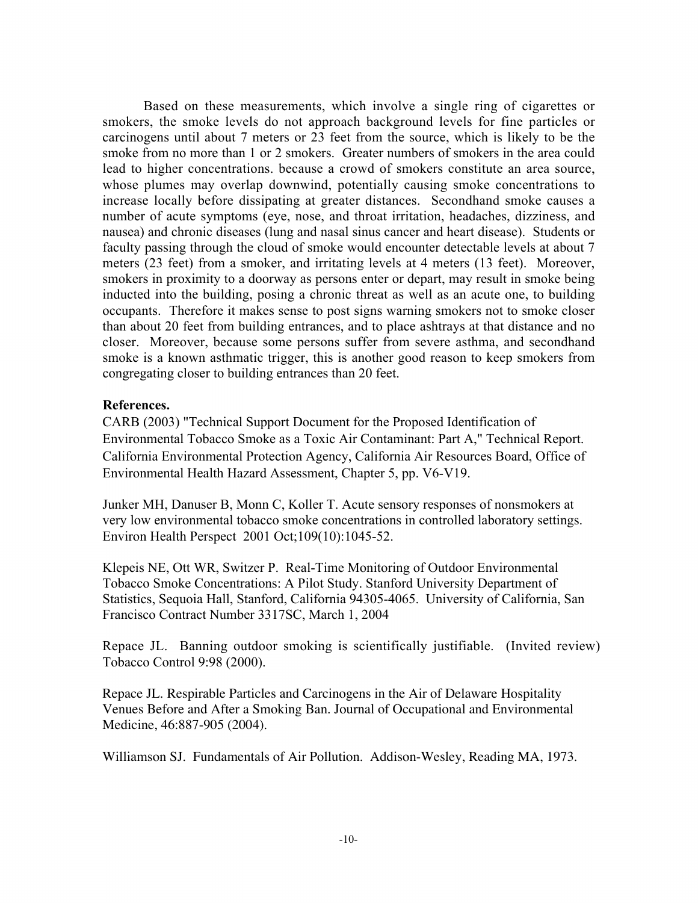Based on these measurements, which involve a single ring of cigarettes or smokers, the smoke levels do not approach background levels for fine particles or carcinogens until about 7 meters or 23 feet from the source, which is likely to be the smoke from no more than 1 or 2 smokers. Greater numbers of smokers in the area could lead to higher concentrations. because a crowd of smokers constitute an area source, whose plumes may overlap downwind, potentially causing smoke concentrations to increase locally before dissipating at greater distances. Secondhand smoke causes a number of acute symptoms (eye, nose, and throat irritation, headaches, dizziness, and nausea) and chronic diseases (lung and nasal sinus cancer and heart disease). Students or faculty passing through the cloud of smoke would encounter detectable levels at about 7 meters (23 feet) from a smoker, and irritating levels at 4 meters (13 feet). Moreover, smokers in proximity to a doorway as persons enter or depart, may result in smoke being inducted into the building, posing a chronic threat as well as an acute one, to building occupants. Therefore it makes sense to post signs warning smokers not to smoke closer than about 20 feet from building entrances, and to place ashtrays at that distance and no closer. Moreover, because some persons suffer from severe asthma, and secondhand smoke is a known asthmatic trigger, this is another good reason to keep smokers from congregating closer to building entrances than 20 feet.

**References.**

CARB (2003) "Technical Support Document for the Proposed Identification of Environmental Tobacco Smoke as a Toxic Air Contaminant: Part A," Technical Report. California Environmental Protection Agency, California Air Resources Board, Office of Environmental Health Hazard Assessment, Chapter 5, pp. V6-V19.

Junker MH, Danuser B, Monn C, Koller T. Acute sensory responses of nonsmokers at very low environmental tobacco smoke concentrations in controlled laboratory settings. Environ Health Perspect 2001 Oct;109(10):1045-52.

Klepeis NE, Ott WR, Switzer P. Real-Time Monitoring of Outdoor Environmental Tobacco Smoke Concentrations: A Pilot Study. Stanford University Department of Statistics, Sequoia Hall, Stanford, California 94305-4065. University of California, San Francisco Contract Number 3317SC, March 1, 2004

Repace JL. Banning outdoor smoking is scientifically justifiable. (Invited review) Tobacco Control 9:98 (2000).

Repace JL. Respirable Particles and Carcinogens in the Air of Delaware Hospitality Venues Before and After a Smoking Ban. Journal of Occupational and Environmental Medicine, 46:887-905 (2004).

Williamson SJ. Fundamentals of Air Pollution. Addison-Wesley, Reading MA, 1973.